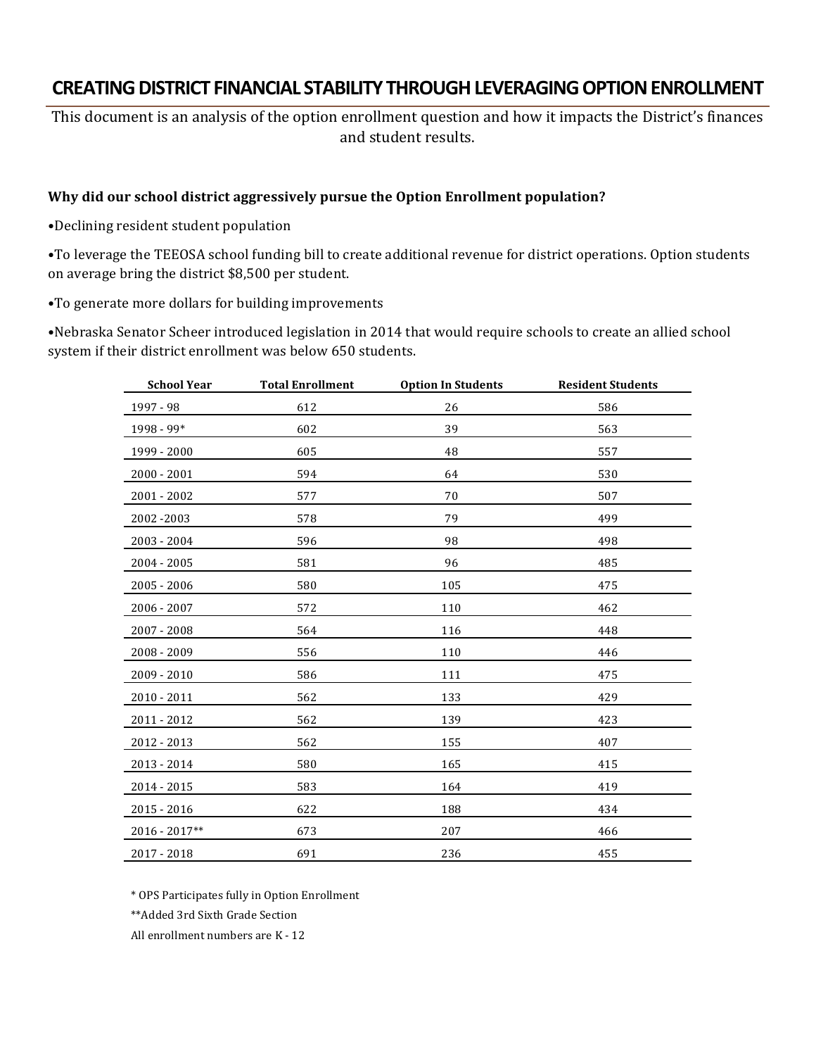# CREATING DISTRICT FINANCIAL STABILITY THROUGH LEVERAGING OPTION ENROLLMENT

This document is an analysis of the option enrollment question and how it impacts the District's finances and student results.

**Why did our school district aggressively pursue the Option Enrollment population?**

•Declining resident student population

•To leverage the TEEOSA school funding bill to create additional revenue for district operations. Option students on average bring the district $8,500 per student.

•To generate more dollars for building improvements

•Nebraska Senator Scheer introduced legislation in 2014 that would require schools to create an allied school system if their district enrollment was below 650 students.

| School Year | Total Enrollment | Option In Students | Resident Students |
|---|---|---|---|
| 1997 - 98 | 612 | 26 | 586 |
| 1998 - 99* | 602 | 39 | 563 |
| 1999 - 2000 | 605 | 48 | 557 |
| 2000 - 2001 | 594 | 64 | 530 |
| 2001 - 2002 | 577 | 70 | 507 |
| 2002 -2003 | 578 | 79 | 499 |
| 2003 - 2004 | 596 | 98 | 498 |
| 2004 - 2005 | 581 | 96 | 485 |
| 2005 - 2006 | 580 | 105 | 475 |
| 2006 - 2007 | 572 | 110 | 462 |
| 2007 - 2008 | 564 | 116 | 448 |
| 2008 - 2009 | 556 | 110 | 446 |
| 2009 - 2010 | 586 | 111 | 475 |
| 2010 - 2011 | 562 | 133 | 429 |
| 2011 - 2012 | 562 | 139 | 423 |
| 2012 - 2013 | 562 | 155 | 407 |
| 2013 - 2014 | 580 | 165 | 415 |
| 2014 - 2015 | 583 | 164 | 419 |
| 2015 - 2016 | 622 | 188 | 434 |
| 2016 - 2017** | 673 | 207 | 466 |
| 2017 - 2018 | 691 | 236 | 455 |

\* OPS Participates fully in Option Enrollment

\*\*Added 3rd Sixth Grade Section

All enrollment numbers are K - 12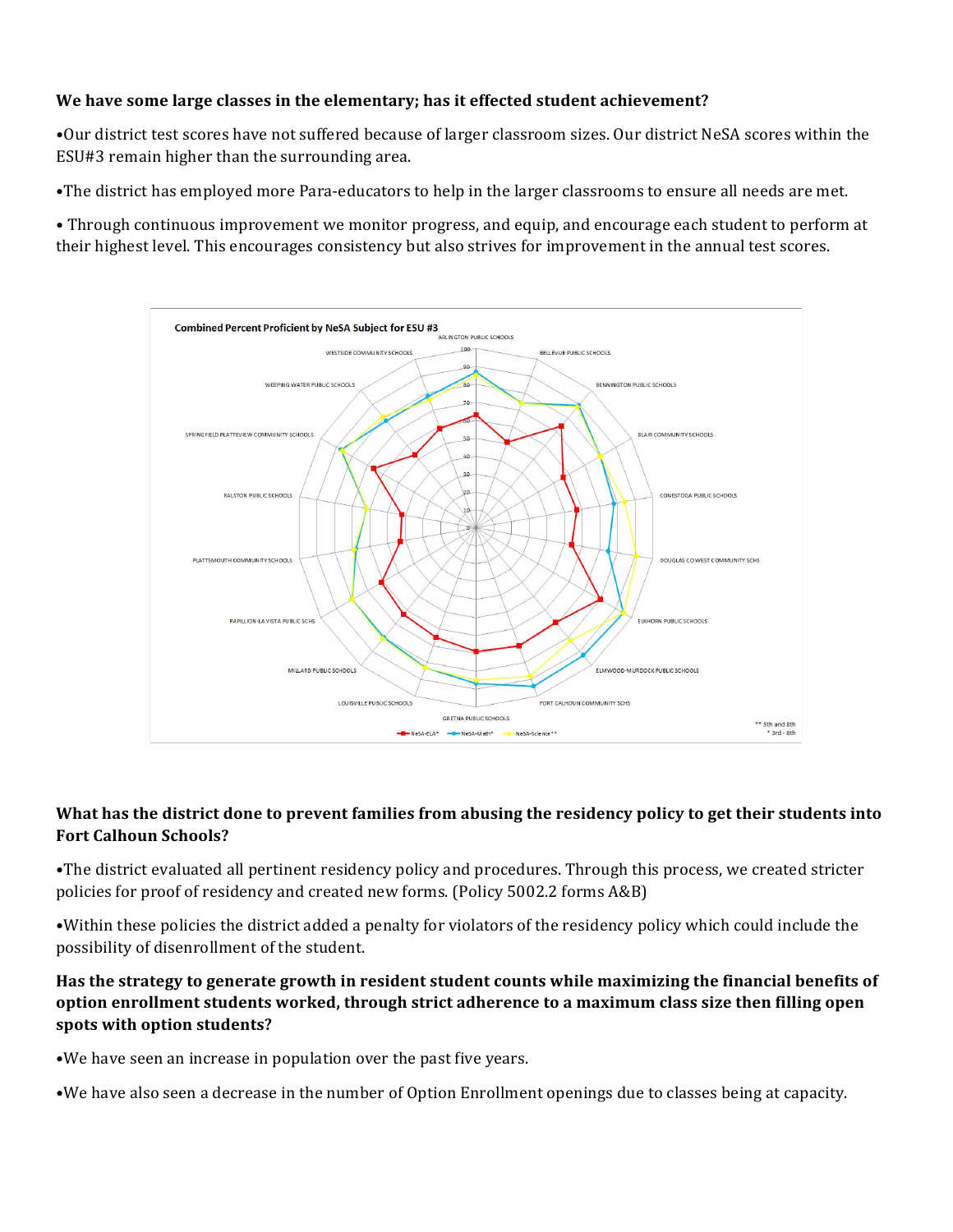**We have some large classes in the elementary; has it effected student achievement?**

•Our district test scores have not suffered because of larger classroom sizes. Our district NeSA scores within the ESU#3 remain higher than the surrounding area.

•The district has employed more Para-educators to help in the larger classrooms to ensure all needs are met.

• Through continuous improvement we monitor progress, and equip, and encourage each student to perform at their highest level. This encourages consistency but also strives for improvement in the annual test scores.

**What has the district done to prevent families from abusing the residency policy to get their students into Fort Calhoun Schools?**

•The district evaluated all pertinent residency policy and procedures. Through this process, we created stricter policies for proof of residency and created new forms. (Policy 5002.2 forms A&B)

•Within these policies the district added a penalty for violators of the residency policy which could include the possibility of disenrollment of the student.

**Has the strategy to generate growth in resident student counts while maximizing the financial benefits of option enrollment students worked, through strict adherence to a maximum class size then filling open spots with option students?**

•We have seen an increase in population over the past five years.

•We have also seen a decrease in the number of Option Enrollment openings due to classes being at capacity.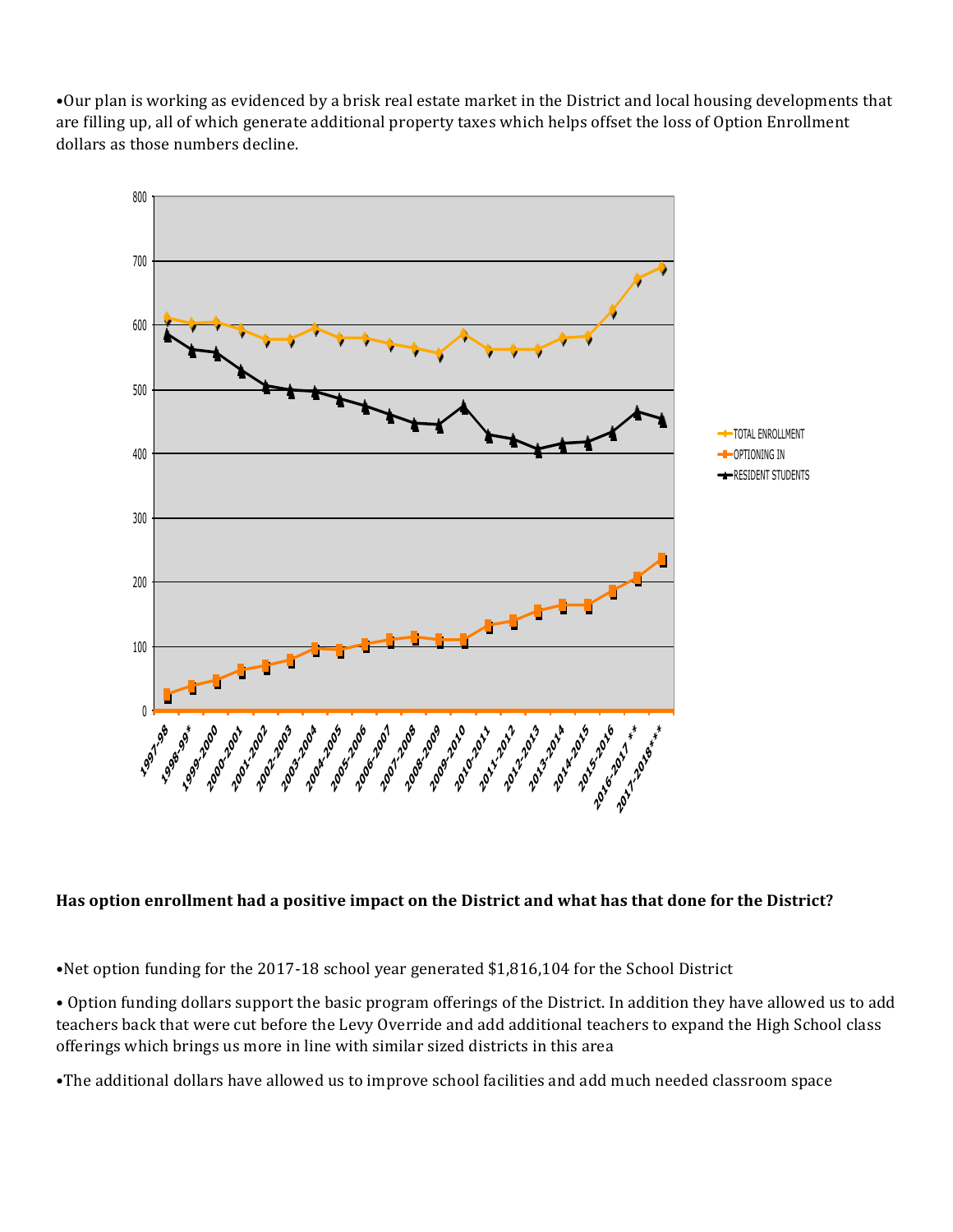•Our plan is working as evidenced by a brisk real estate market in the District and local housing developments that are filling up, all of which generate additional property taxes which helps offset the loss of Option Enrollment dollars as those numbers decline.

**Has option enrollment had a positive impact on the District and what has that done for the District?**

•Net option funding for the 2017-18 school year generated $1,816,104 for the School District

• Option funding dollars support the basic program offerings of the District. In addition they have allowed us to add teachers back that were cut before the Levy Override and add additional teachers to expand the High School class offerings which brings us more in line with similar sized districts in this area

•The additional dollars have allowed us to improve school facilities and add much needed classroom space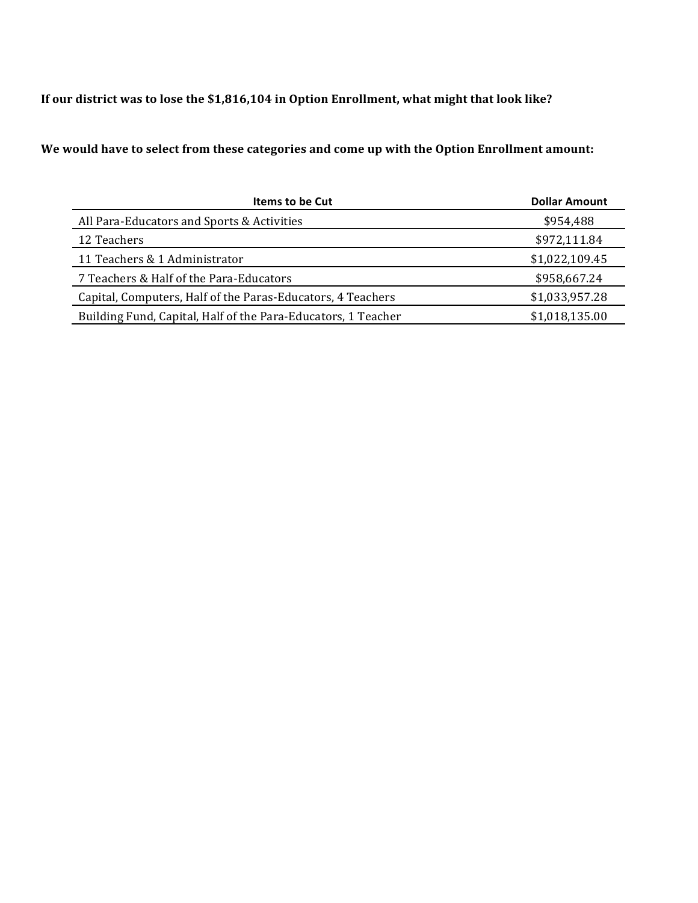**If our district was to lose the $1,816,104 in Option Enrollment, what might that look like?**

**We would have to select from these categories and come up with the Option Enrollment amount:**

| Items to be Cut | Dollar Amount |
|---|---|
| All Para-Educators and Sports & Activities | $954,488 |
| 12 Teachers | $972,111.84 |
| 11 Teachers & 1 Administrator | $1,022,109.45 |
| 7 Teachers & Half of the Para-Educators | $958,667.24 |
| Capital, Computers, Half of the Paras-Educators, 4 Teachers | $1,033,957.28 |
| Building Fund, Capital, Half of the Para-Educators, 1 Teacher | $1,018,135.00 |